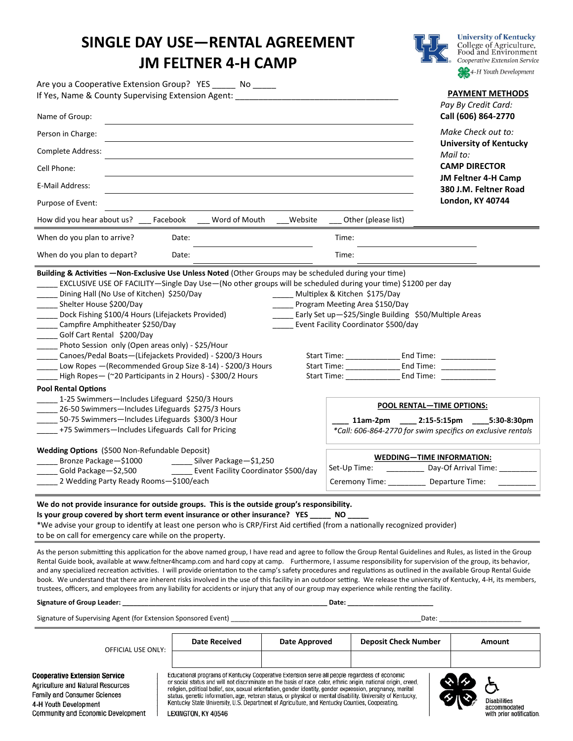# SINGLE DAY USE—RENTAL AGREEMENT
# JM FELTNER 4-H CAMP

University of Kentucky
College of Agriculture, Food and Environment
Cooperative Extension Service
4-H Youth Development

Are you a Cooperative Extension Group? YES _____ No _____

If Yes, Name & County Supervising Extension Agent: ___________________________________

Name of Group: ___________________________________

Person in Charge: ___________________________________

Complete Address: ___________________________________

Cell Phone: ___________________________________

E-Mail Address: ___________________________________

Purpose of Event: ___________________________________

How did you hear about us? ___ Facebook ___ Word of Mouth ___Website ___ Other (please list) ______________

**PAYMENT METHODS**

*Pay By Credit Card:*
**Call (606) 864-2770**

*Make Check out to:*
**University of Kentucky**
*Mail to:*
**CAMP DIRECTOR**
**JM Feltner 4-H Camp**
**380 J.M. Feltner Road**
**London, KY 40744**

When do you plan to arrive? Date: ______________ Time: ______________

When do you plan to depart? Date: ______________ Time: ______________

**Building & Activities —Non-Exclusive Use Unless Noted** (Other Groups may be scheduled during your time)

- _____ EXCLUSIVE USE OF FACILITY—Single Day Use—(No other groups will be scheduled during your time) $1200 per day
- _____ Dining Hall (No Use of Kitchen) $250/Day
- _____ Shelter House $200/Day
- _____ Dock Fishing $100/4 Hours (Lifejackets Provided)
- _____ Campfire Amphitheater $250/Day
- _____ Golf Cart Rental $200/Day
- _____ Photo Session only (Open areas only) - $25/Hour
- _____ Multiplex & Kitchen $175/Day
- _____ Program Meeting Area $150/Day
- _____ Early Set up—$25/Single Building $50/Multiple Areas
- _____ Event Facility Coordinator $500/day
- _____ Canoes/Pedal Boats—(Lifejackets Provided) - $200/3 Hours Start Time: ____________ End Time: ____________
- _____ Low Ropes —(Recommended Group Size 8-14) - $200/3 Hours Start Time: ____________ End Time: ____________
- _____ High Ropes— (~20 Participants in 2 Hours) - $300/2 Hours Start Time: ____________ End Time: ____________

**Pool Rental Options**

- _____ 1-25 Swimmers—Includes Lifeguard $250/3 Hours
- _____ 26-50 Swimmers—Includes Lifeguards $275/3 Hours
- _____ 50-75 Swimmers—Includes Lifeguards $300/3 Hour
- _____ +75 Swimmers—Includes Lifeguards Call for Pricing

**POOL RENTAL—TIME OPTIONS:**

____ **11am-2pm** ____ **2:15-5:15pm** ____ **5:30-8:30pm**

*\*Call: 606-864-2770 for swim specifics on exclusive rentals*

**Wedding Options** ($500 Non-Refundable Deposit)

- _____ Bronze Package—$1000
- _____ Silver Package—$1,250
- _____ Gold Package—$2,500
- _____ Event Facility Coordinator $500/day
- _____ 2 Wedding Party Ready Rooms—$100/each

**WEDDING—TIME INFORMATION:**

Set-Up Time: _________ Day-Of Arrival Time: _________

Ceremony Time: _________ Departure Time: _________

**We do not provide insurance for outside groups. This is the outside group's responsibility.**
**Is your group covered by short term event insurance or other insurance? YES _____ NO _____**
\*We advise your group to identify at least one person who is CRP/First Aid certified (from a nationally recognized provider) to be on call for emergency care while on the property.

As the person submitting this application for the above named group, I have read and agree to follow the Group Rental Guidelines and Rules, as listed in the Group Rental Guide book, available at www.feltner4hcamp.com and hard copy at camp. Furthermore, I assume responsibility for supervision of the group, its behavior, and any specialized recreation activities. I will provide orientation to the camp's safety procedures and regulations as outlined in the available Group Rental Guide book. We understand that there are inherent risks involved in the use of this facility in an outdoor setting. We release the university of Kentucky, 4-H, its members, trustees, officers, and employees from any liability for accidents or injury that any of our group may experience while renting the facility.

**Signature of Group Leader: ______________________________ Date: ______________**

Signature of Supervising Agent (for Extension Sponsored Event) ______________________________ Date: ______________

| OFFICIAL USE ONLY: | Date Received | Date Approved | Deposit Check Number | Amount |
|---|---|---|---|---|
| | | | | |

**Cooperative Extension Service**
Agriculture and Natural Resources
Family and Consumer Sciences
4-H Youth Development
Community and Economic Development

Educational programs of Kentucky Cooperative Extension serve all people regardless of economic or social status and will not discriminate on the basis of race, color, ethnic origin, national origin, creed, religion, political belief, sex, sexual orientation, gender identity, gender expression, pregnancy, marital status, genetic information, age, veteran status, or physical or mental disability. University of Kentucky, Kentucky State University, U.S. Department of Agriculture, and Kentucky Counties, Cooperating.
LEXINGTON, KY 40546

Disabilities accommodated with prior notification.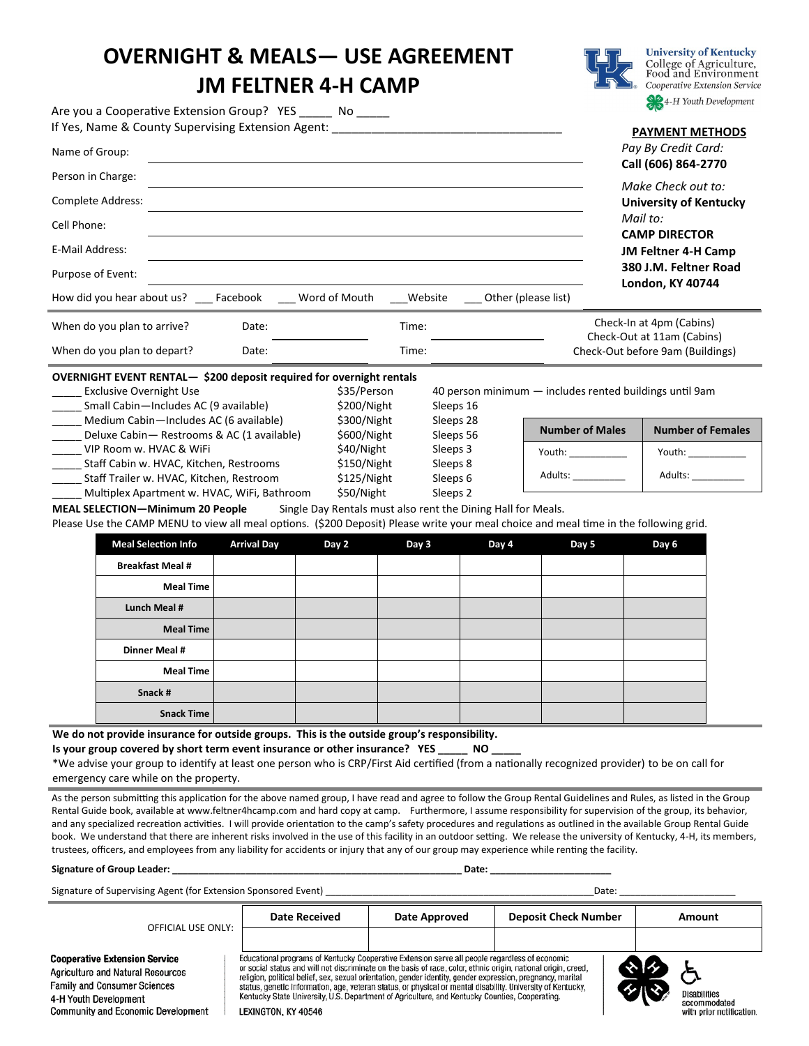# OVERNIGHT & MEALS— USE AGREEMENT
# JM FELTNER 4-H CAMP

University of Kentucky
College of Agriculture, Food and Environment
*Cooperative Extension Service*
*4-H Youth Development*

Are you a Cooperative Extension Group? YES _____ No _____
If Yes, Name & County Supervising Extension Agent: ___________________________________

Name of Group: ___________________________________

Person in Charge: ___________________________________

Complete Address: ___________________________________

Cell Phone: ___________________________________

E-Mail Address: ___________________________________

Purpose of Event: ___________________________________

How did you hear about us? ___ Facebook ___ Word of Mouth ___Website ___ Other (please list)

**PAYMENT METHODS**

*Pay By Credit Card:*
**Call (606) 864-2770**

*Make Check out to:*
**University of Kentucky**

*Mail to:*
**CAMP DIRECTOR**
**JM Feltner 4-H Camp**
**380 J.M. Feltner Road**
**London, KY 40744**

When do you plan to arrive? Date: ____________ Time: ____________

When do you plan to depart? Date: ____________ Time: ____________

Check-In at 4pm (Cabins)
Check-Out at 11am (Cabins)
Check-Out before 9am (Buildings)

**OVERNIGHT EVENT RENTAL— $200 deposit required for overnight rentals**

| | | | |
|---|---|---|---|
| _____ Exclusive Overnight Use | $35/Person | 40 person minimum — includes rented buildings until 9am |
| _____ Small Cabin—Includes AC (9 available) | $200/Night | Sleeps 16 |
| _____ Medium Cabin—Includes AC (6 available) | $300/Night | Sleeps 28 |
| _____ Deluxe Cabin— Restrooms & AC (1 available) | $600/Night | Sleeps 56 |
| _____ VIP Room w. HVAC & WiFi | $40/Night | Sleeps 3 |
| _____ Staff Cabin w. HVAC, Kitchen, Restrooms | $150/Night | Sleeps 8 |
| _____ Staff Trailer w. HVAC, Kitchen, Restroom | $125/Night | Sleeps 6 |
| _____ Multiplex Apartment w. HVAC, WiFi, Bathroom | $50/Night | Sleeps 2 |

| Number of Males | Number of Females |
|---|---|
| Youth: __________ | Youth: __________ |
| Adults: __________ | Adults: __________ |

**MEAL SELECTION—Minimum 20 People** Single Day Rentals must also rent the Dining Hall for Meals.
Please Use the CAMP MENU to view all meal options. ($200 Deposit) Please write your meal choice and meal time in the following grid.

| Meal Selection Info | Arrival Day | Day 2 | Day 3 | Day 4 | Day 5 | Day 6 |
|---|---|---|---|---|---|---|
| Breakfast Meal # | | | | | | |
| Meal Time | | | | | | |
| Lunch Meal # | | | | | | |
| Meal Time | | | | | | |
| Dinner Meal # | | | | | | |
| Meal Time | | | | | | |
| Snack # | | | | | | |
| Snack Time | | | | | | |

**We do not provide insurance for outside groups. This is the outside group's responsibility.**
**Is your group covered by short term event insurance or other insurance? YES _____ NO _____**
*We advise your group to identify at least one person who is CRP/First Aid certified (from a nationally recognized provider) to be on call for emergency care while on the property.

As the person submitting this application for the above named group, I have read and agree to follow the Group Rental Guidelines and Rules, as listed in the Group Rental Guide book, available at www.feltner4hcamp.com and hard copy at camp. Furthermore, I assume responsibility for supervision of the group, its behavior, and any specialized recreation activities. I will provide orientation to the camp's safety procedures and regulations as outlined in the available Group Rental Guide book. We understand that there are inherent risks involved in the use of this facility in an outdoor setting. We release the university of Kentucky, 4-H, its members, trustees, officers, and employees from any liability for accidents or injury that any of our group may experience while renting the facility.

**Signature of Group Leader: _______________________________________________ Date: ____________________**

Signature of Supervising Agent (for Extension Sponsored Event) _______________________________________________Date: ____________________

| OFFICIAL USE ONLY: | Date Received | Date Approved | Deposit Check Number | Amount |
|---|---|---|---|---|
| | | | | |

**Cooperative Extension Service**
Agriculture and Natural Resources
Family and Consumer Sciences
4-H Youth Development
Community and Economic Development

Educational programs of Kentucky Cooperative Extension serve all people regardless of economic or social status and will not discriminate on the basis of race, color, ethnic origin, national origin, creed, religion, political belief, sex, sexual orientation, gender identity, gender expression, pregnancy, marital status, genetic information, age, veteran status, or physical or mental disability. University of Kentucky, Kentucky State University, U.S. Department of Agriculture, and Kentucky Counties, Cooperating.

LEXINGTON, KY 40546

Disabilities accommodated with prior notification.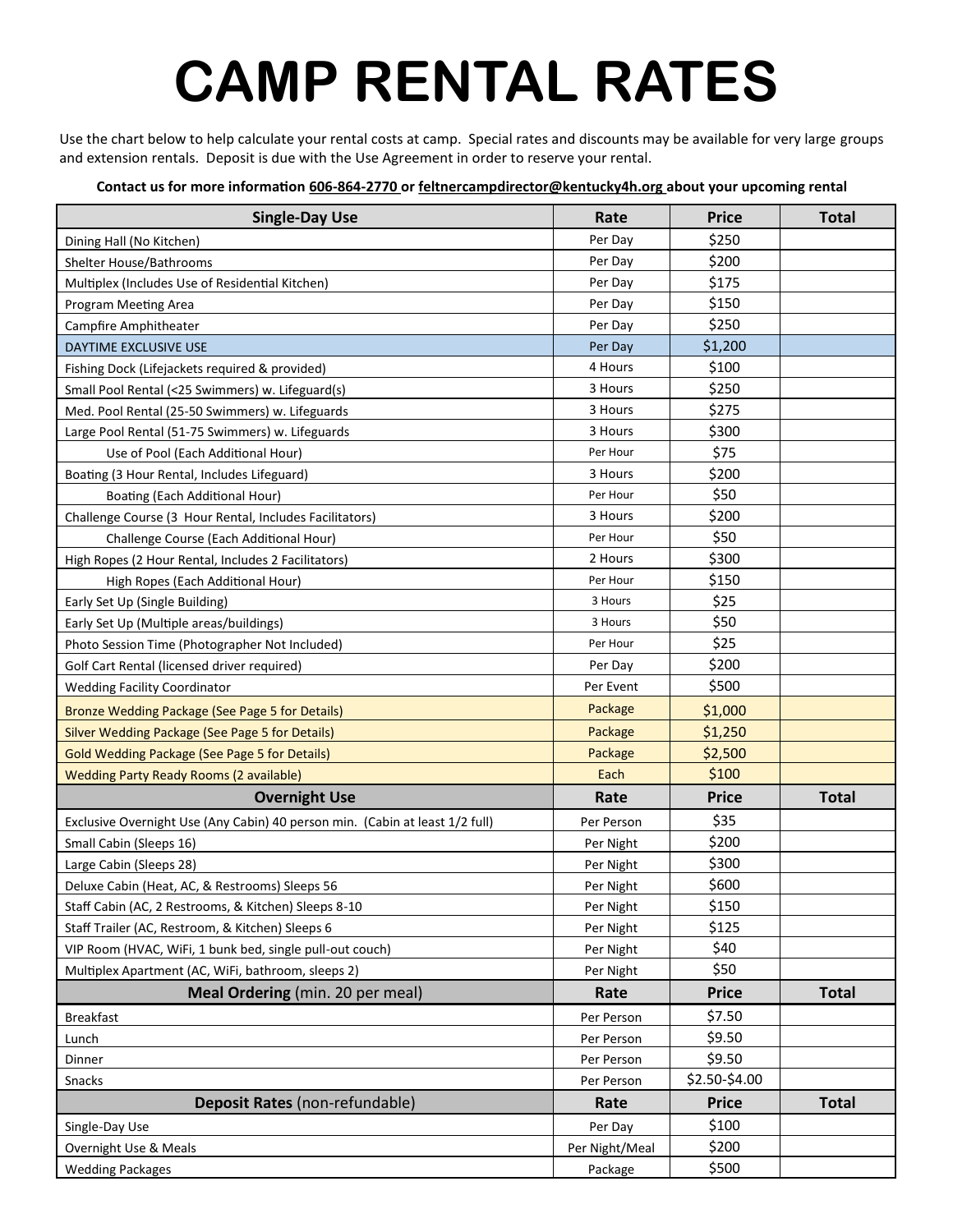# CAMP RENTAL RATES

Use the chart below to help calculate your rental costs at camp. Special rates and discounts may be available for very large groups and extension rentals. Deposit is due with the Use Agreement in order to reserve your rental.

**Contact us for more information 606-864-2770 or feltnercampdirector@kentucky4h.org about your upcoming rental**

| Single-Day Use | Rate | Price | Total |
|---|---|---|---|
| Dining Hall (No Kitchen) | Per Day | $250 | |
| Shelter House/Bathrooms | Per Day | $200 | |
| Multiplex (Includes Use of Residential Kitchen) | Per Day | $175 | |
| Program Meeting Area | Per Day | $150 | |
| Campfire Amphitheater | Per Day | $250 | |
| DAYTIME EXCLUSIVE USE | Per Day | $1,200 | |
| Fishing Dock (Lifejackets required & provided) | 4 Hours | $100 | |
| Small Pool Rental (<25 Swimmers) w. Lifeguard(s) | 3 Hours | $250 | |
| Med. Pool Rental (25-50 Swimmers) w. Lifeguards | 3 Hours | $275 | |
| Large Pool Rental (51-75 Swimmers) w. Lifeguards | 3 Hours | $300 | |
| Use of Pool (Each Additional Hour) | Per Hour | $75 | |
| Boating (3 Hour Rental, Includes Lifeguard) | 3 Hours | $200 | |
| Boating (Each Additional Hour) | Per Hour | $50 | |
| Challenge Course (3 Hour Rental, Includes Facilitators) | 3 Hours | $200 | |
| Challenge Course (Each Additional Hour) | Per Hour | $50 | |
| High Ropes (2 Hour Rental, Includes 2 Facilitators) | 2 Hours | $300 | |
| High Ropes (Each Additional Hour) | Per Hour | $150 | |
| Early Set Up (Single Building) | 3 Hours | $25 | |
| Early Set Up (Multiple areas/buildings) | 3 Hours | $50 | |
| Photo Session Time (Photographer Not Included) | Per Hour | $25 | |
| Golf Cart Rental (licensed driver required) | Per Day | $200 | |
| Wedding Facility Coordinator | Per Event | $500 | |
| Bronze Wedding Package (See Page 5 for Details) | Package | $1,000 | |
| Silver Wedding Package (See Page 5 for Details) | Package | $1,250 | |
| Gold Wedding Package (See Page 5 for Details) | Package | $2,500 | |
| Wedding Party Ready Rooms (2 available) | Each | $100 | |
| **Overnight Use** | **Rate** | **Price** | **Total** |
| Exclusive Overnight Use (Any Cabin) 40 person min. (Cabin at least 1/2 full) | Per Person | $35 | |
| Small Cabin (Sleeps 16) | Per Night | $200 | |
| Large Cabin (Sleeps 28) | Per Night | $300 | |
| Deluxe Cabin (Heat, AC, & Restrooms) Sleeps 56 | Per Night | $600 | |
| Staff Cabin (AC, 2 Restrooms, & Kitchen) Sleeps 8-10 | Per Night | $150 | |
| Staff Trailer (AC, Restroom, & Kitchen) Sleeps 6 | Per Night | $125 | |
| VIP Room (HVAC, WiFi, 1 bunk bed, single pull-out couch) | Per Night | $40 | |
| Multiplex Apartment (AC, WiFi, bathroom, sleeps 2) | Per Night | $50 | |
| **Meal Ordering** (min. 20 per meal) | **Rate** | **Price** | **Total** |
| Breakfast | Per Person | $7.50 | |
| Lunch | Per Person | $9.50 | |
| Dinner | Per Person | $9.50 | |
| Snacks | Per Person | $2.50-$4.00 | |
| **Deposit Rates** (non-refundable) | **Rate** | **Price** | **Total** |
| Single-Day Use | Per Day | $100 | |
| Overnight Use & Meals | Per Night/Meal | $200 | |
| Wedding Packages | Package | $500 | |